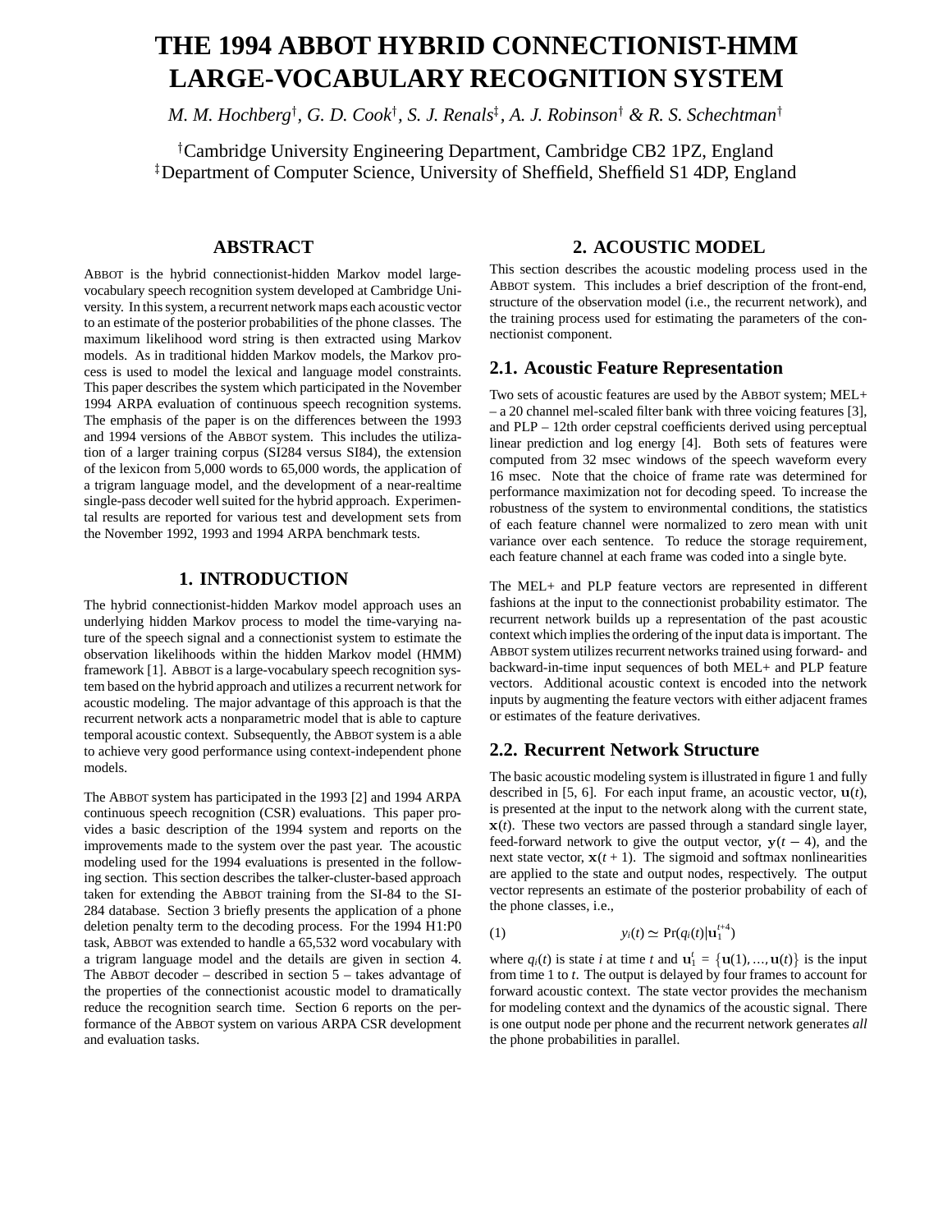# THE 1994 ABBOT HYBRID CONNECTIONIST-HMM LARGE-VOCABULARY RECOGNITION SYSTEM

*M. M. Hochberg†, G. D. Cook†, S. J. Renals‡, A. J. Robinson† & R. S. Schechtman†*

†Cambridge University Engineering Department, Cambridge CB2 1PZ, England
‡Department of Computer Science, University of Sheffield, Sheffield S1 4DP, England

## ABSTRACT

ABBOT is the hybrid connectionist-hidden Markov model large-vocabulary speech recognition system developed at Cambridge University. In this system, a recurrent network maps each acoustic vector to an estimate of the posterior probabilities of the phone classes. The maximum likelihood word string is then extracted using Markov models. As in traditional hidden Markov models, the Markov process is used to model the lexical and language model constraints. This paper describes the system which participated in the November 1994 ARPA evaluation of continuous speech recognition systems. The emphasis of the paper is on the differences between the 1993 and 1994 versions of the ABBOT system. This includes the utilization of a larger training corpus (SI284 versus SI84), the extension of the lexicon from 5,000 words to 65,000 words, the application of a trigram language model, and the development of a near-realtime single-pass decoder well suited for the hybrid approach. Experimental results are reported for various test and development sets from the November 1992, 1993 and 1994 ARPA benchmark tests.

## 1. INTRODUCTION

The hybrid connectionist-hidden Markov model approach uses an underlying hidden Markov process to model the time-varying nature of the speech signal and a connectionist system to estimate the observation likelihoods within the hidden Markov model (HMM) framework [1]. ABBOT is a large-vocabulary speech recognition system based on the hybrid approach and utilizes a recurrent network for acoustic modeling. The major advantage of this approach is that the recurrent network acts a nonparametric model that is able to capture temporal acoustic context. Subsequently, the ABBOT system is a able to achieve very good performance using context-independent phone models.

The ABBOT system has participated in the 1993 [2] and 1994 ARPA continuous speech recognition (CSR) evaluations. This paper provides a basic description of the 1994 system and reports on the improvements made to the system over the past year. The acoustic modeling used for the 1994 evaluations is presented in the following section. This section describes the talker-cluster-based approach taken for extending the ABBOT training from the SI-84 to the SI-284 database. Section 3 briefly presents the application of a phone deletion penalty term to the decoding process. For the 1994 H1:P0 task, ABBOT was extended to handle a 65,532 word vocabulary with a trigram language model and the details are given in section 4. The ABBOT decoder – described in section 5 – takes advantage of the properties of the connectionist acoustic model to dramatically reduce the recognition search time. Section 6 reports on the performance of the ABBOT system on various ARPA CSR development and evaluation tasks.

## 2. ACOUSTIC MODEL

This section describes the acoustic modeling process used in the ABBOT system. This includes a brief description of the front-end, structure of the observation model (i.e., the recurrent network), and the training process used for estimating the parameters of the connectionist component.

### 2.1. Acoustic Feature Representation

Two sets of acoustic features are used by the ABBOT system; MEL+ – a 20 channel mel-scaled filter bank with three voicing features [3], and PLP – 12th order cepstral coefficients derived using perceptual linear prediction and log energy [4]. Both sets of features were computed from 32 msec windows of the speech waveform every 16 msec. Note that the choice of frame rate was determined for performance maximization not for decoding speed. To increase the robustness of the system to environmental conditions, the statistics of each feature channel were normalized to zero mean with unit variance over each sentence. To reduce the storage requirement, each feature channel at each frame was coded into a single byte.

The MEL+ and PLP feature vectors are represented in different fashions at the input to the connectionist probability estimator. The recurrent network builds up a representation of the past acoustic context which implies the ordering of the input data is important. The ABBOT system utilizes recurrent networks trained using forward- and backward-in-time input sequences of both MEL+ and PLP feature vectors. Additional acoustic context is encoded into the network inputs by augmenting the feature vectors with either adjacent frames or estimates of the feature derivatives.

### 2.2. Recurrent Network Structure

The basic acoustic modeling system is illustrated in figure 1 and fully described in [5, 6]. For each input frame, an acoustic vector, $\mathbf{u}(t)$, is presented at the input to the network along with the current state, $\mathbf{x}(t)$. These two vectors are passed through a standard single layer, feed-forward network to give the output vector, $\mathbf{y}(t-4)$, and the next state vector, $\mathbf{x}(t+1)$. The sigmoid and softmax nonlinearities are applied to the state and output nodes, respectively. The output vector represents an estimate of the posterior probability of each of the phone classes, i.e.,

$$y_i(t) \simeq \Pr(q_i(t)|\mathbf{u}_1^{t+4}) \tag{1}$$

where $q_i(t)$ is state $i$ at time $t$ and $\mathbf{u}_1^t = \{\mathbf{u}(1), \ldots, \mathbf{u}(t)\}$ is the input from time 1 to $t$. The output is delayed by four frames to account for forward acoustic context. The state vector provides the mechanism for modeling context and the dynamics of the acoustic signal. There is one output node per phone and the recurrent network generates *all* the phone probabilities in parallel.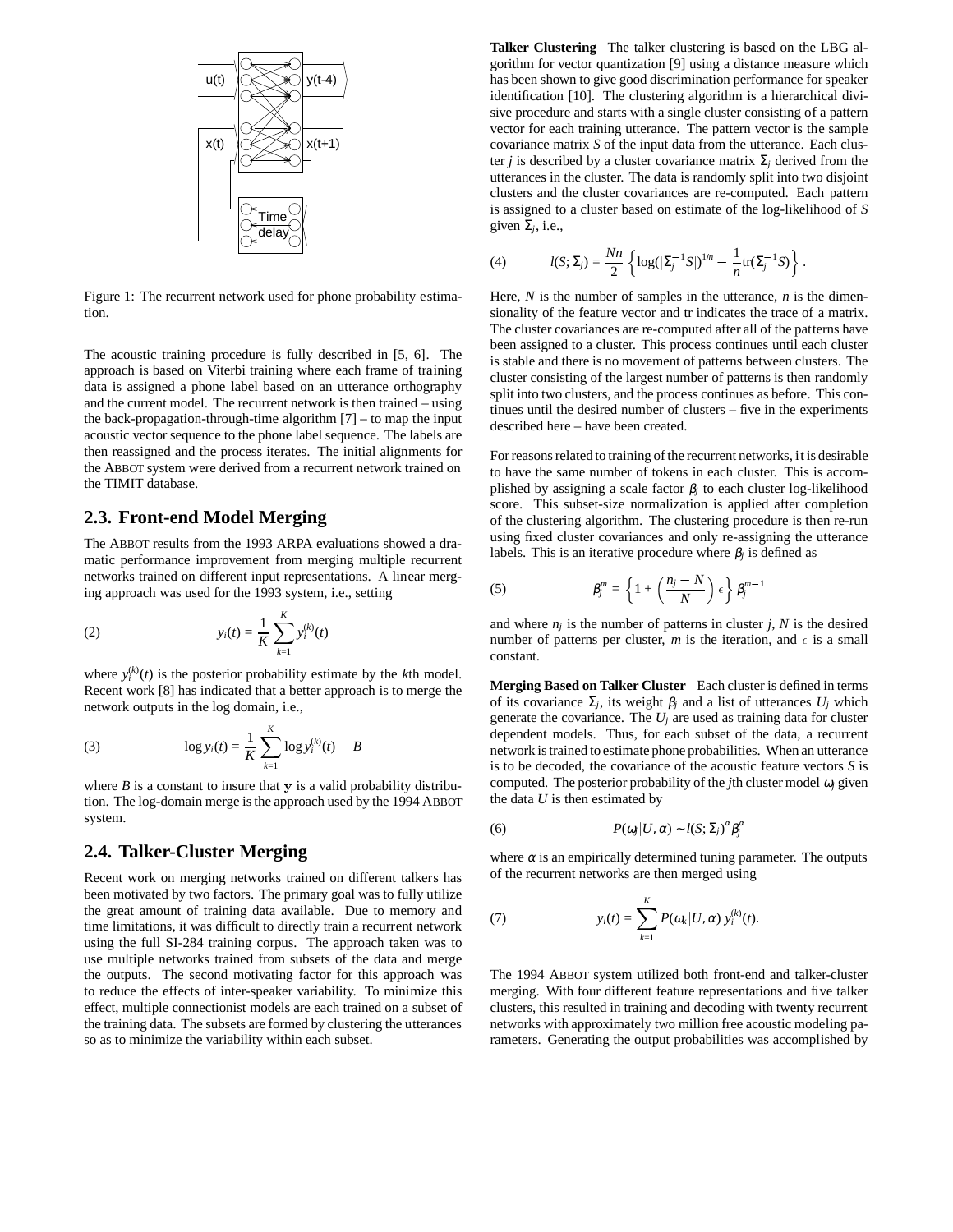u(t)

y(t-4)

x(t)

x(t+1)

Time delay

Figure 1: The recurrent network used for phone probability estimation.

The acoustic training procedure is fully described in [5, 6]. The approach is based on Viterbi training where each frame of training data is assigned a phone label based on an utterance orthography and the current model. The recurrent network is then trained – using the back-propagation-through-time algorithm [7] – to map the input acoustic vector sequence to the phone label sequence. The labels are then reassigned and the process iterates. The initial alignments for the ABBOT system were derived from a recurrent network trained on the TIMIT database.

## 2.3. Front-end Model Merging

The ABBOT results from the 1993 ARPA evaluations showed a dramatic performance improvement from merging multiple recurrent networks trained on different input representations. A linear merging approach was used for the 1993 system, i.e., setting

$$y_i(t) = \frac{1}{K}\sum_{k=1}^{K} y_i^{(k)}(t) \tag{2}$$

where $y_i^{(k)}(t)$ is the posterior probability estimate by the $k$th model. Recent work [8] has indicated that a better approach is to merge the network outputs in the log domain, i.e.,

$$\log y_i(t) = \frac{1}{K}\sum_{k=1}^{K} \log y_i^{(k)}(t) - B \tag{3}$$

where $B$ is a constant to insure that $\mathbf{y}$ is a valid probability distribution. The log-domain merge is the approach used by the 1994 ABBOT system.

## 2.4. Talker-Cluster Merging

Recent work on merging networks trained on different talkers has been motivated by two factors. The primary goal was to fully utilize the great amount of training data available. Due to memory and time limitations, it was difficult to directly train a recurrent network using the full SI-284 training corpus. The approach taken was to use multiple networks trained from subsets of the data and merge the outputs. The second motivating factor for this approach was to reduce the effects of inter-speaker variability. To minimize this effect, multiple connectionist models are each trained on a subset of the training data. The subsets are formed by clustering the utterances so as to minimize the variability within each subset.

**Talker Clustering** The talker clustering is based on the LBG algorithm for vector quantization [9] using a distance measure which has been shown to give good discrimination performance for speaker identification [10]. The clustering algorithm is a hierarchical divisive procedure and starts with a single cluster consisting of a pattern vector for each training utterance. The pattern vector is the sample covariance matrix $S$ of the input data from the utterance. Each cluster $j$ is described by a cluster covariance matrix $\Sigma_j$ derived from the utterances in the cluster. The data is randomly split into two disjoint clusters and the cluster covariances are re-computed. Each pattern is assigned to a cluster based on estimate of the log-likelihood of $S$ given $\Sigma_j$, i.e.,

$$l(S; \Sigma_j) = \frac{Nn}{2}\left\{\log(|\Sigma_j^{-1}S|)^{1/n} - \frac{1}{n}\mathrm{tr}(\Sigma_j^{-1}S)\right\}. \tag{4}$$

Here, $N$ is the number of samples in the utterance, $n$ is the dimensionality of the feature vector and tr indicates the trace of a matrix. The cluster covariances are re-computed after all of the patterns have been assigned to a cluster. This process continues until each cluster is stable and there is no movement of patterns between clusters. The cluster consisting of the largest number of patterns is then randomly split into two clusters, and the process continues as before. This continues until the desired number of clusters – five in the experiments described here – have been created.

For reasons related to training of the recurrent networks, it is desirable to have the same number of tokens in each cluster. This is accomplished by assigning a scale factor $\beta_j$ to each cluster log-likelihood score. This subset-size normalization is applied after completion of the clustering algorithm. The clustering procedure is then re-run using fixed cluster covariances and only re-assigning the utterance labels. This is an iterative procedure where $\beta_j$ is defined as

$$\beta_j^m = \left\{1 + \left(\frac{n_j - N}{N}\right)\epsilon\right\}\beta_j^{m-1} \tag{5}$$

and where $n_j$ is the number of patterns in cluster $j$, $N$ is the desired number of patterns per cluster, $m$ is the iteration, and $\epsilon$ is a small constant.

**Merging Based on Talker Cluster** Each cluster is defined in terms of its covariance $\Sigma_j$, its weight $\beta_j$ and a list of utterances $U_j$ which generate the covariance. The $U_j$ are used as training data for cluster dependent models. Thus, for each subset of the data, a recurrent network is trained to estimate phone probabilities. When an utterance is to be decoded, the covariance of the acoustic feature vectors $S$ is computed. The posterior probability of the $j$th cluster model $\omega_j$ given the data $U$ is then estimated by

$$P(\omega_j|U, \alpha) \sim l(S; \Sigma_j)^{\alpha}\beta_j^{\alpha} \tag{6}$$

where $\alpha$ is an empirically determined tuning parameter. The outputs of the recurrent networks are then merged using

$$y_i(t) = \sum_{k=1}^{K} P(\omega_k|U, \alpha)\, y_i^{(k)}(t). \tag{7}$$

The 1994 ABBOT system utilized both front-end and talker-cluster merging. With four different feature representations and five talker clusters, this resulted in training and decoding with twenty recurrent networks with approximately two million free acoustic modeling parameters. Generating the output probabilities was accomplished by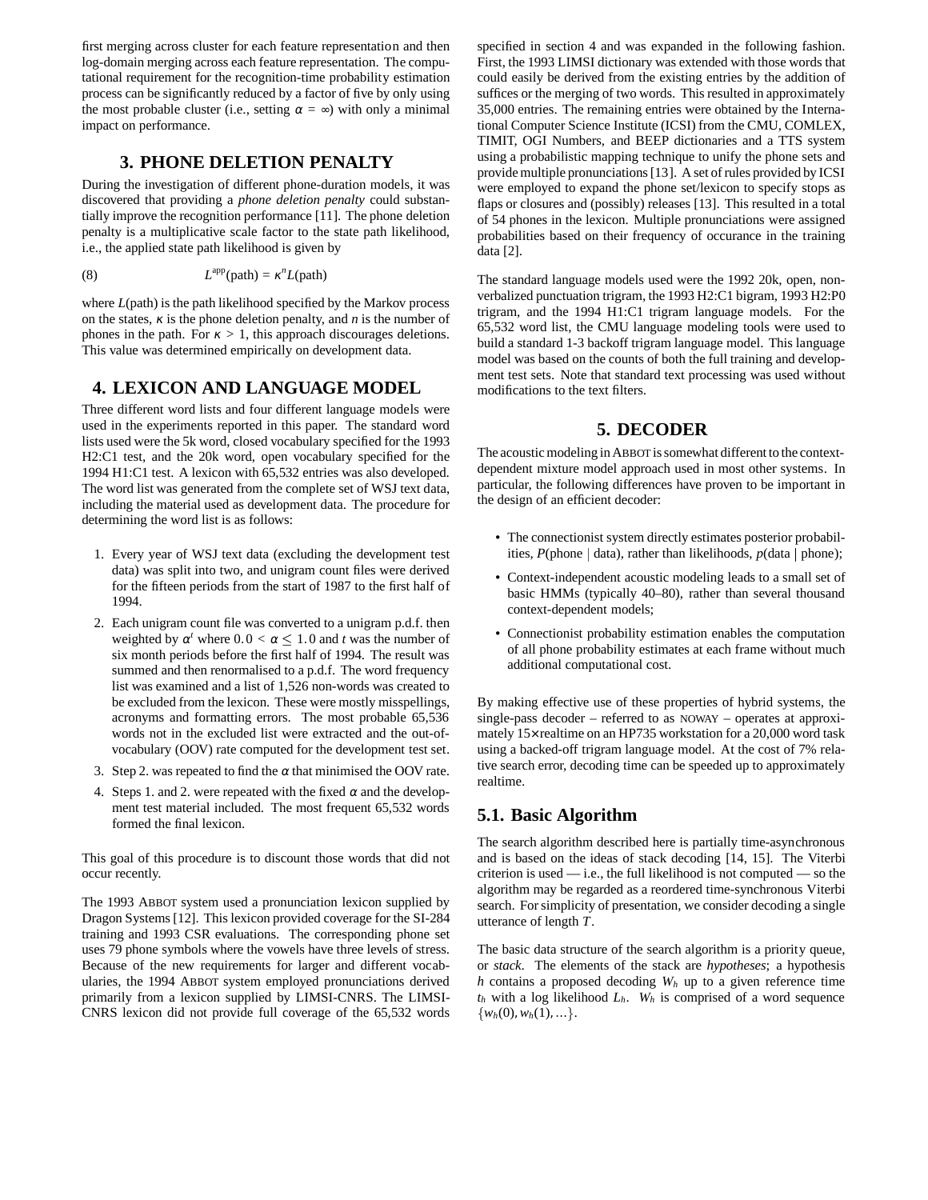first merging across cluster for each feature representation and then log-domain merging across each feature representation. The computational requirement for the recognition-time probability estimation process can be significantly reduced by a factor of five by only using the most probable cluster (i.e., setting $\alpha = \infty$) with only a minimal impact on performance.

## 3. PHONE DELETION PENALTY

During the investigation of different phone-duration models, it was discovered that providing a *phone deletion penalty* could substantially improve the recognition performance [11]. The phone deletion penalty is a multiplicative scale factor to the state path likelihood, i.e., the applied state path likelihood is given by

$$L^{\text{app}}(\text{path}) = \kappa^n L(\text{path}) \tag{8}$$

where $L(\text{path})$ is the path likelihood specified by the Markov process on the states, $\kappa$ is the phone deletion penalty, and $n$ is the number of phones in the path. For $\kappa > 1$, this approach discourages deletions. This value was determined empirically on development data.

## 4. LEXICON AND LANGUAGE MODEL

Three different word lists and four different language models were used in the experiments reported in this paper. The standard word lists used were the 5k word, closed vocabulary specified for the 1993 H2:C1 test, and the 20k word, open vocabulary specified for the 1994 H1:C1 test. A lexicon with 65,532 entries was also developed. The word list was generated from the complete set of WSJ text data, including the material used as development data. The procedure for determining the word list is as follows:

1. Every year of WSJ text data (excluding the development test data) was split into two, and unigram count files were derived for the fifteen periods from the start of 1987 to the first half of 1994.
2. Each unigram count file was converted to a unigram p.d.f. then weighted by $\alpha^t$ where $0.0 < \alpha \leq 1.0$ and $t$ was the number of six month periods before the first half of 1994. The result was summed and then renormalised to a p.d.f. The word frequency list was examined and a list of 1,526 non-words was created to be excluded from the lexicon. These were mostly misspellings, acronyms and formatting errors. The most probable 65,536 words not in the excluded list were extracted and the out-of-vocabulary (OOV) rate computed for the development test set.
3. Step 2. was repeated to find the $\alpha$ that minimised the OOV rate.
4. Steps 1. and 2. were repeated with the fixed $\alpha$ and the development test material included. The most frequent 65,532 words formed the final lexicon.

This goal of this procedure is to discount those words that did not occur recently.

The 1993 ABBOT system used a pronunciation lexicon supplied by Dragon Systems [12]. This lexicon provided coverage for the SI-284 training and 1993 CSR evaluations. The corresponding phone set uses 79 phone symbols where the vowels have three levels of stress. Because of the new requirements for larger and different vocabularies, the 1994 ABBOT system employed pronunciations derived primarily from a lexicon supplied by LIMSI-CNRS. The LIMSI-CNRS lexicon did not provide full coverage of the 65,532 words specified in section 4 and was expanded in the following fashion. First, the 1993 LIMSI dictionary was extended with those words that could easily be derived from the existing entries by the addition of suffices or the merging of two words. This resulted in approximately 35,000 entries. The remaining entries were obtained by the International Computer Science Institute (ICSI) from the CMU, COMLEX, TIMIT, OGI Numbers, and BEEP dictionaries and a TTS system using a probabilistic mapping technique to unify the phone sets and provide multiple pronunciations [13]. A set of rules provided by ICSI were employed to expand the phone set/lexicon to specify stops as flaps or closures and (possibly) releases [13]. This resulted in a total of 54 phones in the lexicon. Multiple pronunciations were assigned probabilities based on their frequency of occurance in the training data [2].

The standard language models used were the 1992 20k, open, non-verbalized punctuation trigram, the 1993 H2:C1 bigram, 1993 H2:P0 trigram, and the 1994 H1:C1 trigram language models. For the 65,532 word list, the CMU language modeling tools were used to build a standard 1-3 backoff trigram language model. This language model was based on the counts of both the full training and development test sets. Note that standard text processing was used without modifications to the text filters.

## 5. DECODER

The acoustic modeling in ABBOT is somewhat different to the context-dependent mixture model approach used in most other systems. In particular, the following differences have proven to be important in the design of an efficient decoder:

- The connectionist system directly estimates posterior probabilities, $P(\text{phone} \mid \text{data})$, rather than likelihoods, $p(\text{data} \mid \text{phone})$;
- Context-independent acoustic modeling leads to a small set of basic HMMs (typically 40–80), rather than several thousand context-dependent models;
- Connectionist probability estimation enables the computation of all phone probability estimates at each frame without much additional computational cost.

By making effective use of these properties of hybrid systems, the single-pass decoder – referred to as NOWAY – operates at approximately 15×realtime on an HP735 workstation for a 20,000 word task using a backed-off trigram language model. At the cost of 7% relative search error, decoding time can be speeded up to approximately realtime.

### 5.1. Basic Algorithm

The search algorithm described here is partially time-asynchronous and is based on the ideas of stack decoding [14, 15]. The Viterbi criterion is used — i.e., the full likelihood is not computed — so the algorithm may be regarded as a reordered time-synchronous Viterbi search. For simplicity of presentation, we consider decoding a single utterance of length $T$.

The basic data structure of the search algorithm is a priority queue, or *stack*. The elements of the stack are *hypotheses*; a hypothesis $h$ contains a proposed decoding $W_h$ up to a given reference time $t_h$ with a log likelihood $L_h$. $W_h$ is comprised of a word sequence $\{w_h(0), w_h(1), \ldots\}$.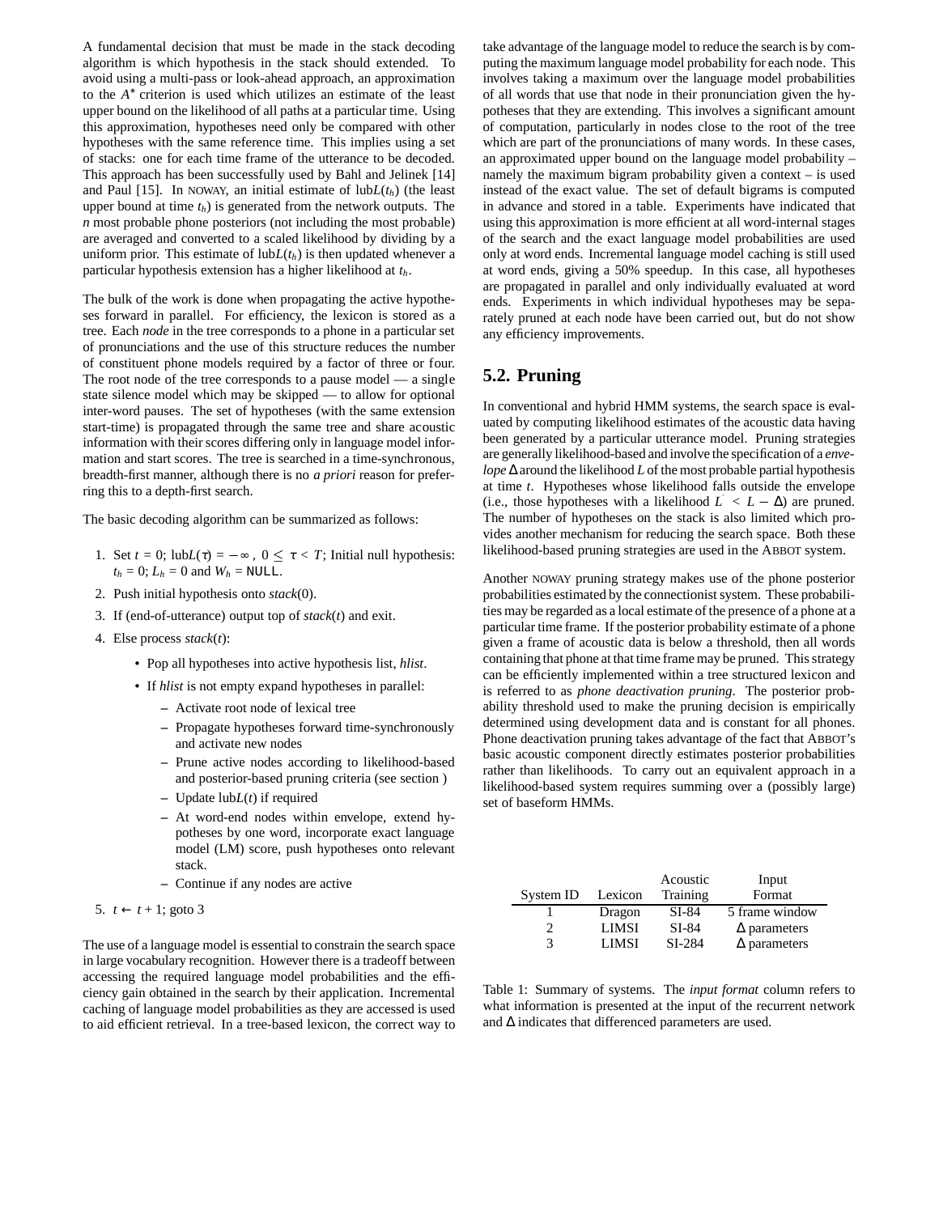A fundamental decision that must be made in the stack decoding algorithm is which hypothesis in the stack should extended. To avoid using a multi-pass or look-ahead approach, an approximation to the $A^*$ criterion is used which utilizes an estimate of the least upper bound on the likelihood of all paths at a particular time. Using this approximation, hypotheses need only be compared with other hypotheses with the same reference time. This implies using a set of stacks: one for each time frame of the utterance to be decoded. This approach has been successfully used by Bahl and Jelinek [14] and Paul [15]. In NOWAY, an initial estimate of $\text{lub}L(t_h)$ (the least upper bound at time $t_h$) is generated from the network outputs. The $n$ most probable phone posteriors (not including the most probable) are averaged and converted to a scaled likelihood by dividing by a uniform prior. This estimate of $\text{lub}L(t_h)$ is then updated whenever a particular hypothesis extension has a higher likelihood at $t_h$.

The bulk of the work is done when propagating the active hypotheses forward in parallel. For efficiency, the lexicon is stored as a tree. Each *node* in the tree corresponds to a phone in a particular set of pronunciations and the use of this structure reduces the number of constituent phone models required by a factor of three or four. The root node of the tree corresponds to a pause model — a single state silence model which may be skipped — to allow for optional inter-word pauses. The set of hypotheses (with the same extension start-time) is propagated through the same tree and share acoustic information with their scores differing only in language model information and start scores. The tree is searched in a time-synchronous, breadth-first manner, although there is no *a priori* reason for preferring this to a depth-first search.

The basic decoding algorithm can be summarized as follows:

1. Set $t = 0$; $\text{lub}L(\tau) = -\infty$, $0 \leq \tau < T$; Initial null hypothesis: $t_h = 0$; $L_h = 0$ and $W_h$ = NULL.
2. Push initial hypothesis onto *stack*(0).
3. If (end-of-utterance) output top of *stack*($t$) and exit.
4. Else process *stack*($t$):
   - Pop all hypotheses into active hypothesis list, *hlist*.
   - If *hlist* is not empty expand hypotheses in parallel:
     - Activate root node of lexical tree
     - Propagate hypotheses forward time-synchronously and activate new nodes
     - Prune active nodes according to likelihood-based and posterior-based pruning criteria (see section )
     - Update $\text{lub}L(t)$ if required
     - At word-end nodes within envelope, extend hypotheses by one word, incorporate exact language model (LM) score, push hypotheses onto relevant stack.
     - Continue if any nodes are active
5. $t \leftarrow t + 1$; goto 3

The use of a language model is essential to constrain the search space in large vocabulary recognition. However there is a tradeoff between accessing the required language model probabilities and the efficiency gain obtained in the search by their application. Incremental caching of language model probabilities as they are accessed is used to aid efficient retrieval. In a tree-based lexicon, the correct way to take advantage of the language model to reduce the search is by computing the maximum language model probability for each node. This involves taking a maximum over the language model probabilities of all words that use that node in their pronunciation given the hypotheses that they are extending. This involves a significant amount of computation, particularly in nodes close to the root of the tree which are part of the pronunciations of many words. In these cases, an approximated upper bound on the language model probability – namely the maximum bigram probability given a context – is used instead of the exact value. The set of default bigrams is computed in advance and stored in a table. Experiments have indicated that using this approximation is more efficient at all word-internal stages of the search and the exact language model probabilities are used only at word ends. Incremental language model caching is still used at word ends, giving a 50% speedup. In this case, all hypotheses are propagated in parallel and only individually evaluated at word ends. Experiments in which individual hypotheses may be separately pruned at each node have been carried out, but do not show any efficiency improvements.

## 5.2. Pruning

In conventional and hybrid HMM systems, the search space is evaluated by computing likelihood estimates of the acoustic data having been generated by a particular utterance model. Pruning strategies are generally likelihood-based and involve the specification of a *envelope* $\Delta$ around the likelihood $L$ of the most probable partial hypothesis at time $t$. Hypotheses whose likelihood falls outside the envelope (i.e., those hypotheses with a likelihood $L' < L - \Delta$) are pruned. The number of hypotheses on the stack is also limited which provides another mechanism for reducing the search space. Both these likelihood-based pruning strategies are used in the ABBOT system.

Another NOWAY pruning strategy makes use of the phone posterior probabilities estimated by the connectionist system. These probabilities may be regarded as a local estimate of the presence of a phone at a particular time frame. If the posterior probability estimate of a phone given a frame of acoustic data is below a threshold, then all words containing that phone at that time frame may be pruned. This strategy can be efficiently implemented within a tree structured lexicon and is referred to as *phone deactivation pruning*. The posterior probability threshold used to make the pruning decision is empirically determined using development data and is constant for all phones. Phone deactivation pruning takes advantage of the fact that ABBOT's basic acoustic component directly estimates posterior probabilities rather than likelihoods. To carry out an equivalent approach in a likelihood-based system requires summing over a (possibly large) set of baseform HMMs.

| System ID | Lexicon | Acoustic Training | Input Format |
|---|---|---|---|
| 1 | Dragon | SI-84 | 5 frame window |
| 2 | LIMSI | SI-84 | $\Delta$ parameters |
| 3 | LIMSI | SI-284 | $\Delta$ parameters |

Table 1: Summary of systems. The *input format* column refers to what information is presented at the input of the recurrent network and $\Delta$ indicates that differenced parameters are used.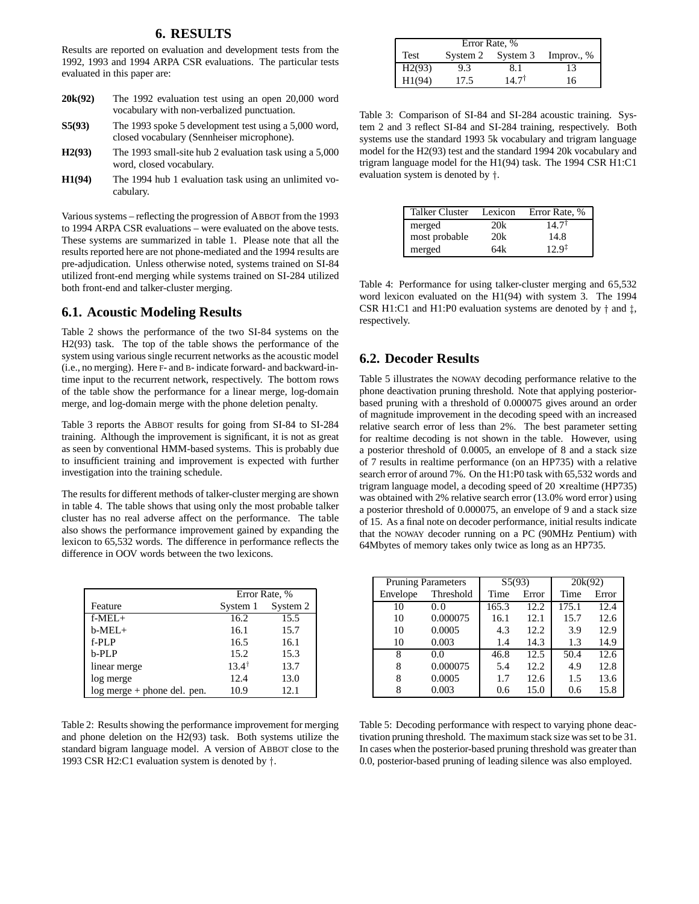## 6. RESULTS

Results are reported on evaluation and development tests from the 1992, 1993 and 1994 ARPA CSR evaluations. The particular tests evaluated in this paper are:

- **20k(92)** The 1992 evaluation test using an open 20,000 word vocabulary with non-verbalized punctuation.
- **S5(93)** The 1993 spoke 5 development test using a 5,000 word, closed vocabulary (Sennheiser microphone).
- **H2(93)** The 1993 small-site hub 2 evaluation task using a 5,000 word, closed vocabulary.
- **H1(94)** The 1994 hub 1 evaluation task using an unlimited vocabulary.

Various systems – reflecting the progression of ABBOT from the 1993 to 1994 ARPA CSR evaluations – were evaluated on the above tests. These systems are summarized in table 1. Please note that all the results reported here are not phone-mediated and the 1994 results are pre-adjudication. Unless otherwise noted, systems trained on SI-84 utilized front-end merging while systems trained on SI-284 utilized both front-end and talker-cluster merging.

### 6.1. Acoustic Modeling Results

Table 2 shows the performance of the two SI-84 systems on the H2(93) task. The top of the table shows the performance of the system using various single recurrent networks as the acoustic model (i.e., no merging). Here F- and B- indicate forward- and backward-in-time input to the recurrent network, respectively. The bottom rows of the table show the performance for a linear merge, log-domain merge, and log-domain merge with the phone deletion penalty.

Table 3 reports the ABBOT results for going from SI-84 to SI-284 training. Although the improvement is significant, it is not as great as seen by conventional HMM-based systems. This is probably due to insufficient training and improvement is expected with further investigation into the training schedule.

The results for different methods of talker-cluster merging are shown in table 4. The table shows that using only the most probable talker cluster has no real adverse affect on the performance. The table also shows the performance improvement gained by expanding the lexicon to 65,532 words. The difference in performance reflects the difference in OOV words between the two lexicons.

| | Error Rate, % | |
|---|---|---|
| Feature | System 1 | System 2 |
| f-MEL+ | 16.2 | 15.5 |
| b-MEL+ | 16.1 | 15.7 |
| f-PLP | 16.5 | 16.1 |
| b-PLP | 15.2 | 15.3 |
| linear merge | 13.4† | 13.7 |
| log merge | 12.4 | 13.0 |
| log merge + phone del. pen. | 10.9 | 12.1 |

Table 2: Results showing the performance improvement for merging and phone deletion on the H2(93) task. Both systems utilize the standard bigram language model. A version of ABBOT close to the 1993 CSR H2:C1 evaluation system is denoted by †.

| | Error Rate, % | | |
|---|---|---|---|
| Test | System 2 | System 3 | Improv., % |
| H2(93) | 9.3 | 8.1 | 13 |
| H1(94) | 17.5 | 14.7† | 16 |

Table 3: Comparison of SI-84 and SI-284 acoustic training. System 2 and 3 reflect SI-84 and SI-284 training, respectively. Both systems use the standard 1993 5k vocabulary and trigram language model for the H2(93) test and the standard 1994 20k vocabulary and trigram language model for the H1(94) task. The 1994 CSR H1:C1 evaluation system is denoted by †.

| Talker Cluster | Lexicon | Error Rate, % |
|---|---|---|
| merged | 20k | 14.7† |
| most probable | 20k | 14.8 |
| merged | 64k | 12.9‡ |

Table 4: Performance for using talker-cluster merging and 65,532 word lexicon evaluated on the H1(94) with system 3. The 1994 CSR H1:C1 and H1:P0 evaluation systems are denoted by † and ‡, respectively.

### 6.2. Decoder Results

Table 5 illustrates the NOWAY decoding performance relative to the phone deactivation pruning threshold. Note that applying posterior-based pruning with a threshold of 0.000075 gives around an order of magnitude improvement in the decoding speed with an increased relative search error of less than 2%. The best parameter setting for realtime decoding is not shown in the table. However, using a posterior threshold of 0.0005, an envelope of 8 and a stack size of 7 results in realtime performance (on an HP735) with a relative search error of around 7%. On the H1:P0 task with 65,532 words and trigram language model, a decoding speed of 20 $\times$realtime (HP735) was obtained with 2% relative search error (13.0% word error) using a posterior threshold of 0.000075, an envelope of 9 and a stack size of 15. As a final note on decoder performance, initial results indicate that the NOWAY decoder running on a PC (90MHz Pentium) with 64Mbytes of memory takes only twice as long as an HP735.

| Pruning Parameters | | S5(93) | | 20k(92) | |
|---|---|---|---|---|---|
| Envelope | Threshold | Time | Error | Time | Error |
| 10 | 0.0 | 165.3 | 12.2 | 175.1 | 12.4 |
| 10 | 0.000075 | 16.1 | 12.1 | 15.7 | 12.6 |
| 10 | 0.0005 | 4.3 | 12.2 | 3.9 | 12.9 |
| 10 | 0.003 | 1.4 | 14.3 | 1.3 | 14.9 |
| 8 | 0.0 | 46.8 | 12.5 | 50.4 | 12.6 |
| 8 | 0.000075 | 5.4 | 12.2 | 4.9 | 12.8 |
| 8 | 0.0005 | 1.7 | 12.6 | 1.5 | 13.6 |
| 8 | 0.003 | 0.6 | 15.0 | 0.6 | 15.8 |

Table 5: Decoding performance with respect to varying phone deactivation pruning threshold. The maximum stack size was set to be 31. In cases when the posterior-based pruning threshold was greater than 0.0, posterior-based pruning of leading silence was also employed.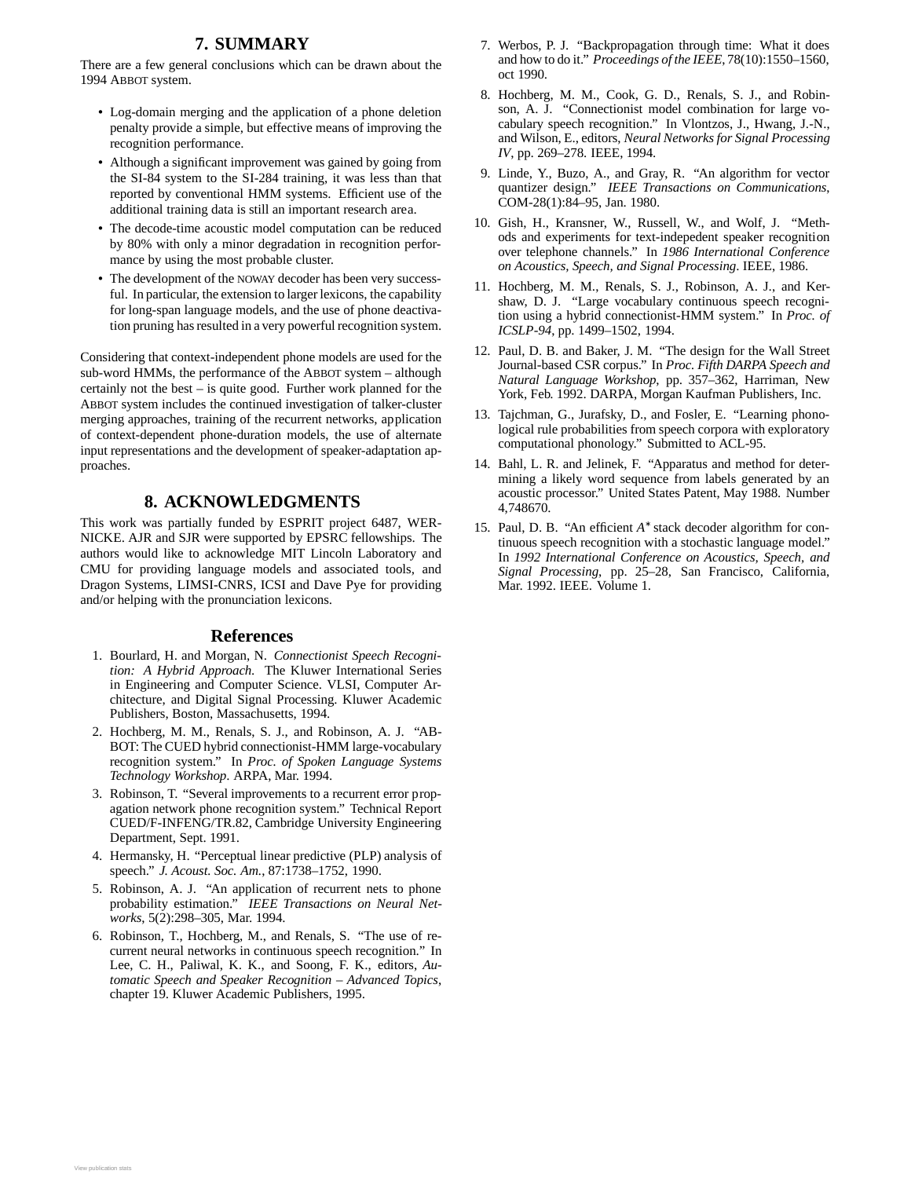## 7. SUMMARY

There are a few general conclusions which can be drawn about the 1994 ABBOT system.

- Log-domain merging and the application of a phone deletion penalty provide a simple, but effective means of improving the recognition performance.
- Although a significant improvement was gained by going from the SI-84 system to the SI-284 training, it was less than that reported by conventional HMM systems. Efficient use of the additional training data is still an important research area.
- The decode-time acoustic model computation can be reduced by 80% with only a minor degradation in recognition performance by using the most probable cluster.
- The development of the NOWAY decoder has been very successful. In particular, the extension to larger lexicons, the capability for long-span language models, and the use of phone deactivation pruning has resulted in a very powerful recognition system.

Considering that context-independent phone models are used for the sub-word HMMs, the performance of the ABBOT system – although certainly not the best – is quite good. Further work planned for the ABBOT system includes the continued investigation of talker-cluster merging approaches, training of the recurrent networks, application of context-dependent phone-duration models, the use of alternate input representations and the development of speaker-adaptation approaches.

## 8. ACKNOWLEDGMENTS

This work was partially funded by ESPRIT project 6487, WERNICKE. AJR and SJR were supported by EPSRC fellowships. The authors would like to acknowledge MIT Lincoln Laboratory and CMU for providing language models and associated tools, and Dragon Systems, LIMSI-CNRS, ICSI and Dave Pye for providing and/or helping with the pronunciation lexicons.

## References

1. Bourlard, H. and Morgan, N. *Connectionist Speech Recognition: A Hybrid Approach.* The Kluwer International Series in Engineering and Computer Science. VLSI, Computer Architecture, and Digital Signal Processing. Kluwer Academic Publishers, Boston, Massachusetts, 1994.
2. Hochberg, M. M., Renals, S. J., and Robinson, A. J. "ABBOT: The CUED hybrid connectionist-HMM large-vocabulary recognition system." In *Proc. of Spoken Language Systems Technology Workshop*. ARPA, Mar. 1994.
3. Robinson, T. "Several improvements to a recurrent error propagation network phone recognition system." Technical Report CUED/F-INFENG/TR.82, Cambridge University Engineering Department, Sept. 1991.
4. Hermansky, H. "Perceptual linear predictive (PLP) analysis of speech." *J. Acoust. Soc. Am.*, 87:1738–1752, 1990.
5. Robinson, A. J. "An application of recurrent nets to phone probability estimation." *IEEE Transactions on Neural Networks*, 5(2):298–305, Mar. 1994.
6. Robinson, T., Hochberg, M., and Renals, S. "The use of recurrent neural networks in continuous speech recognition." In Lee, C. H., Paliwal, K. K., and Soong, F. K., editors, *Automatic Speech and Speaker Recognition – Advanced Topics*, chapter 19. Kluwer Academic Publishers, 1995.
7. Werbos, P. J. "Backpropagation through time: What it does and how to do it." *Proceedings of the IEEE*, 78(10):1550–1560, oct 1990.
8. Hochberg, M. M., Cook, G. D., Renals, S. J., and Robinson, A. J. "Connectionist model combination for large vocabulary speech recognition." In Vlontzos, J., Hwang, J.-N., and Wilson, E., editors, *Neural Networks for Signal Processing IV*, pp. 269–278. IEEE, 1994.
9. Linde, Y., Buzo, A., and Gray, R. "An algorithm for vector quantizer design." *IEEE Transactions on Communications*, COM-28(1):84–95, Jan. 1980.
10. Gish, H., Kransner, W., Russell, W., and Wolf, J. "Methods and experiments for text-indepedent speaker recognition over telephone channels." In *1986 International Conference on Acoustics, Speech, and Signal Processing*. IEEE, 1986.
11. Hochberg, M. M., Renals, S. J., Robinson, A. J., and Kershaw, D. J. "Large vocabulary continuous speech recognition using a hybrid connectionist-HMM system." In *Proc. of ICSLP-94*, pp. 1499–1502, 1994.
12. Paul, D. B. and Baker, J. M. "The design for the Wall Street Journal-based CSR corpus." In *Proc. Fifth DARPA Speech and Natural Language Workshop*, pp. 357–362, Harriman, New York, Feb. 1992. DARPA, Morgan Kaufman Publishers, Inc.
13. Tajchman, G., Jurafsky, D., and Fosler, E. "Learning phonological rule probabilities from speech corpora with exploratory computational phonology." Submitted to ACL-95.
14. Bahl, L. R. and Jelinek, F. "Apparatus and method for determining a likely word sequence from labels generated by an acoustic processor." United States Patent, May 1988. Number 4,748670.
15. Paul, D. B. "An efficient $A^*$ stack decoder algorithm for continuous speech recognition with a stochastic language model." In *1992 International Conference on Acoustics, Speech, and Signal Processing*, pp. 25–28, San Francisco, California, Mar. 1992. IEEE. Volume 1.